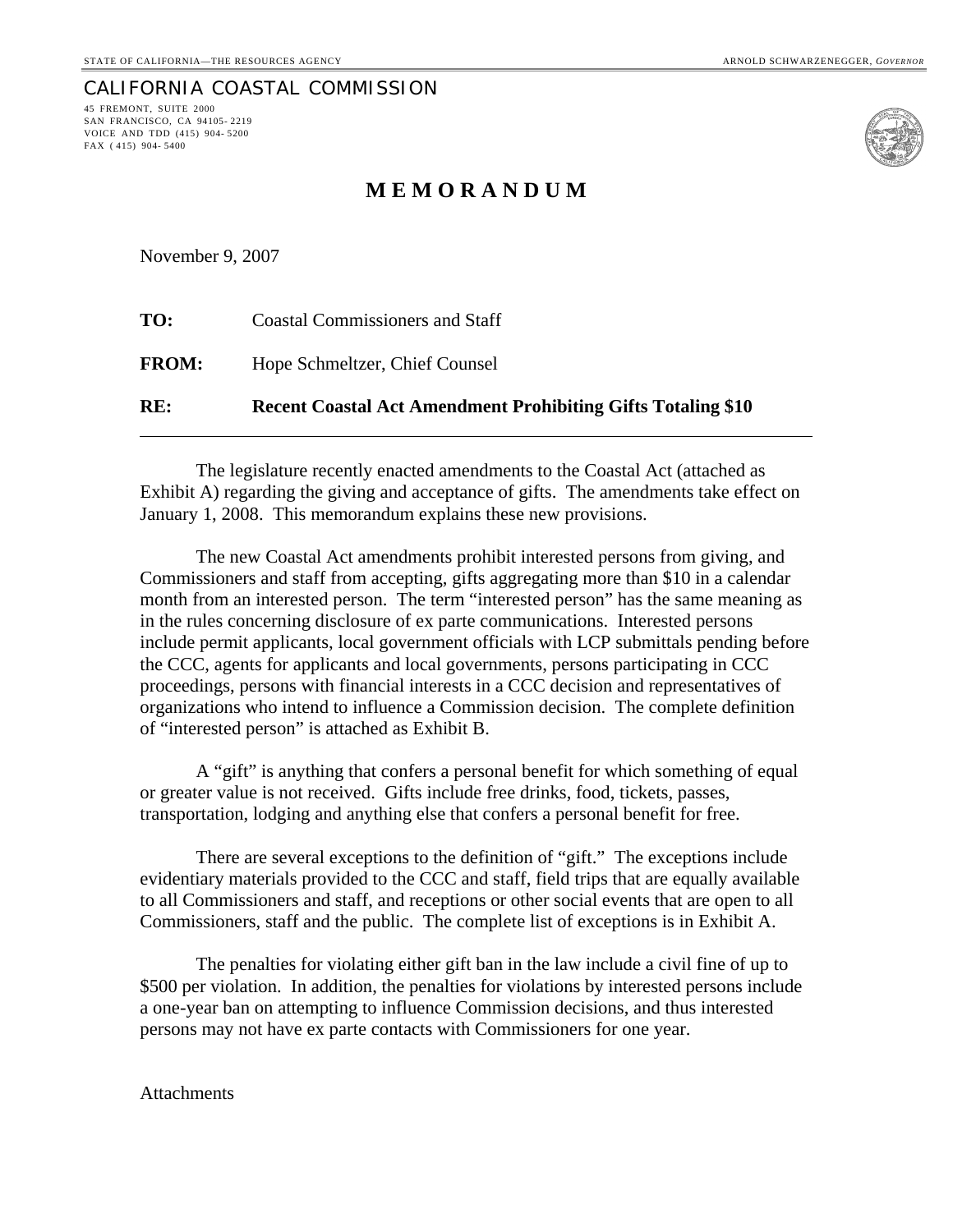STATE OF CALIFORNIA—THE RESOURCES AGENCY ARNOLD SCHWARZENEGGER, *GOVERNOR*

CALIFORNIA COASTAL COMMISSION

45 FREMONT, SUITE 2000
SAN FRANCISCO, CA 94105-2219
VOICE AND TDD (415) 904-5200
FAX (415) 904-5400

# MEMORANDUM

November 9, 2007

**TO:** Coastal Commissioners and Staff

**FROM:** Hope Schmeltzer, Chief Counsel

**RE:** **Recent Coastal Act Amendment Prohibiting Gifts Totaling $10**

---

The legislature recently enacted amendments to the Coastal Act (attached as Exhibit A) regarding the giving and acceptance of gifts. The amendments take effect on January 1, 2008. This memorandum explains these new provisions.

The new Coastal Act amendments prohibit interested persons from giving, and Commissioners and staff from accepting, gifts aggregating more than $10 in a calendar month from an interested person. The term "interested person" has the same meaning as in the rules concerning disclosure of ex parte communications. Interested persons include permit applicants, local government officials with LCP submittals pending before the CCC, agents for applicants and local governments, persons participating in CCC proceedings, persons with financial interests in a CCC decision and representatives of organizations who intend to influence a Commission decision. The complete definition of "interested person" is attached as Exhibit B.

A "gift" is anything that confers a personal benefit for which something of equal or greater value is not received. Gifts include free drinks, food, tickets, passes, transportation, lodging and anything else that confers a personal benefit for free.

There are several exceptions to the definition of "gift." The exceptions include evidentiary materials provided to the CCC and staff, field trips that are equally available to all Commissioners and staff, and receptions or other social events that are open to all Commissioners, staff and the public. The complete list of exceptions is in Exhibit A.

The penalties for violating either gift ban in the law include a civil fine of up to $500 per violation. In addition, the penalties for violations by interested persons include a one-year ban on attempting to influence Commission decisions, and thus interested persons may not have ex parte contacts with Commissioners for one year.

Attachments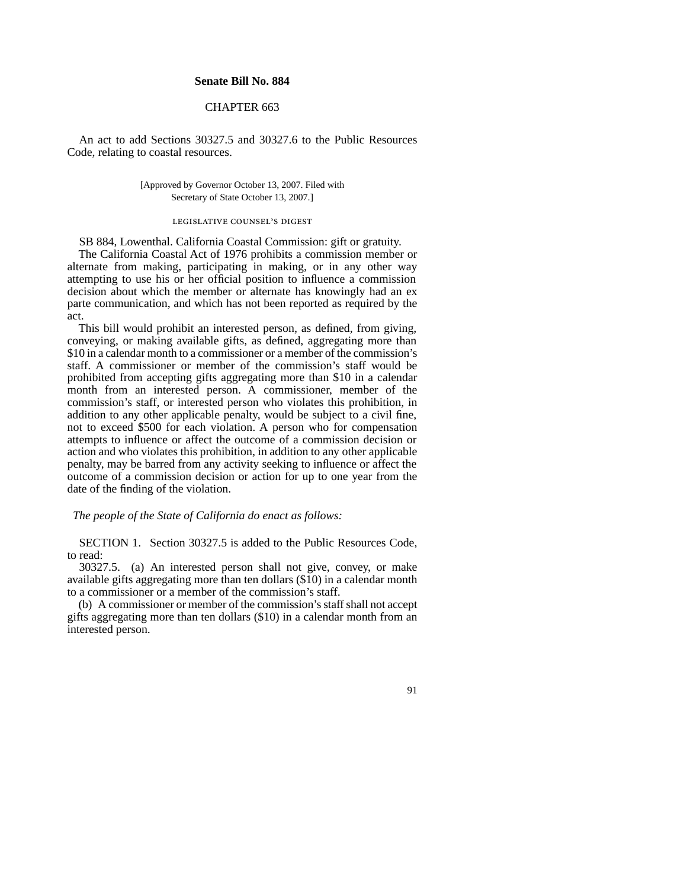**Senate Bill No. 884**

CHAPTER 663

An act to add Sections 30327.5 and 30327.6 to the Public Resources Code, relating to coastal resources.

[Approved by Governor October 13, 2007. Filed with Secretary of State October 13, 2007.]

LEGISLATIVE COUNSEL'S DIGEST

SB 884, Lowenthal. California Coastal Commission: gift or gratuity.

The California Coastal Act of 1976 prohibits a commission member or alternate from making, participating in making, or in any other way attempting to use his or her official position to influence a commission decision about which the member or alternate has knowingly had an ex parte communication, and which has not been reported as required by the act.

This bill would prohibit an interested person, as defined, from giving, conveying, or making available gifts, as defined, aggregating more than $10 in a calendar month to a commissioner or a member of the commission's staff. A commissioner or member of the commission's staff would be prohibited from accepting gifts aggregating more than $10 in a calendar month from an interested person. A commissioner, member of the commission's staff, or interested person who violates this prohibition, in addition to any other applicable penalty, would be subject to a civil fine, not to exceed $500 for each violation. A person who for compensation attempts to influence or affect the outcome of a commission decision or action and who violates this prohibition, in addition to any other applicable penalty, may be barred from any activity seeking to influence or affect the outcome of a commission decision or action for up to one year from the date of the finding of the violation.

*The people of the State of California do enact as follows:*

SECTION 1. Section 30327.5 is added to the Public Resources Code, to read:

30327.5. (a) An interested person shall not give, convey, or make available gifts aggregating more than ten dollars ($10) in a calendar month to a commissioner or a member of the commission's staff.

(b) A commissioner or member of the commission's staff shall not accept gifts aggregating more than ten dollars ($10) in a calendar month from an interested person.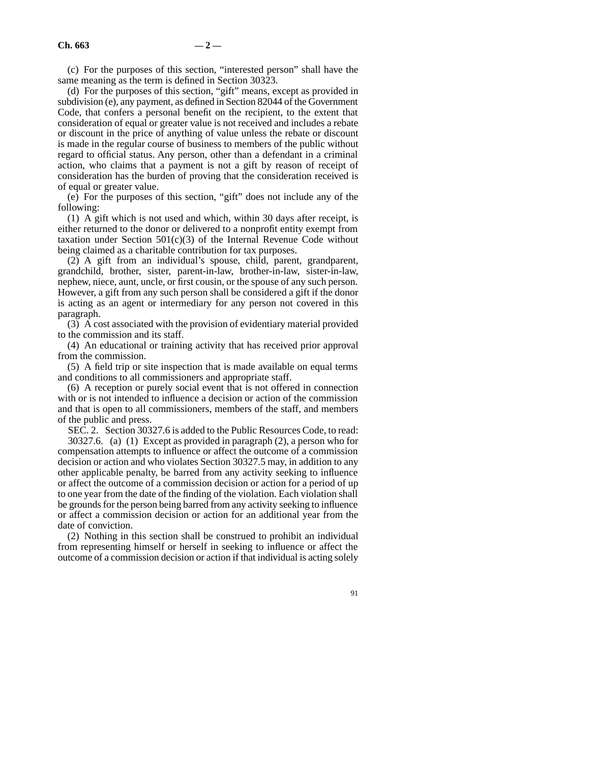(c) For the purposes of this section, "interested person" shall have the same meaning as the term is defined in Section 30323.

(d) For the purposes of this section, "gift" means, except as provided in subdivision (e), any payment, as defined in Section 82044 of the Government Code, that confers a personal benefit on the recipient, to the extent that consideration of equal or greater value is not received and includes a rebate or discount in the price of anything of value unless the rebate or discount is made in the regular course of business to members of the public without regard to official status. Any person, other than a defendant in a criminal action, who claims that a payment is not a gift by reason of receipt of consideration has the burden of proving that the consideration received is of equal or greater value.

(e) For the purposes of this section, "gift" does not include any of the following:

(1) A gift which is not used and which, within 30 days after receipt, is either returned to the donor or delivered to a nonprofit entity exempt from taxation under Section 501(c)(3) of the Internal Revenue Code without being claimed as a charitable contribution for tax purposes.

(2) A gift from an individual's spouse, child, parent, grandparent, grandchild, brother, sister, parent-in-law, brother-in-law, sister-in-law, nephew, niece, aunt, uncle, or first cousin, or the spouse of any such person. However, a gift from any such person shall be considered a gift if the donor is acting as an agent or intermediary for any person not covered in this paragraph.

(3) A cost associated with the provision of evidentiary material provided to the commission and its staff.

(4) An educational or training activity that has received prior approval from the commission.

(5) A field trip or site inspection that is made available on equal terms and conditions to all commissioners and appropriate staff.

(6) A reception or purely social event that is not offered in connection with or is not intended to influence a decision or action of the commission and that is open to all commissioners, members of the staff, and members of the public and press.

SEC. 2. Section 30327.6 is added to the Public Resources Code, to read:

30327.6. (a) (1) Except as provided in paragraph (2), a person who for compensation attempts to influence or affect the outcome of a commission decision or action and who violates Section 30327.5 may, in addition to any other applicable penalty, be barred from any activity seeking to influence or affect the outcome of a commission decision or action for a period of up to one year from the date of the finding of the violation. Each violation shall be grounds for the person being barred from any activity seeking to influence or affect a commission decision or action for an additional year from the date of conviction.

(2) Nothing in this section shall be construed to prohibit an individual from representing himself or herself in seeking to influence or affect the outcome of a commission decision or action if that individual is acting solely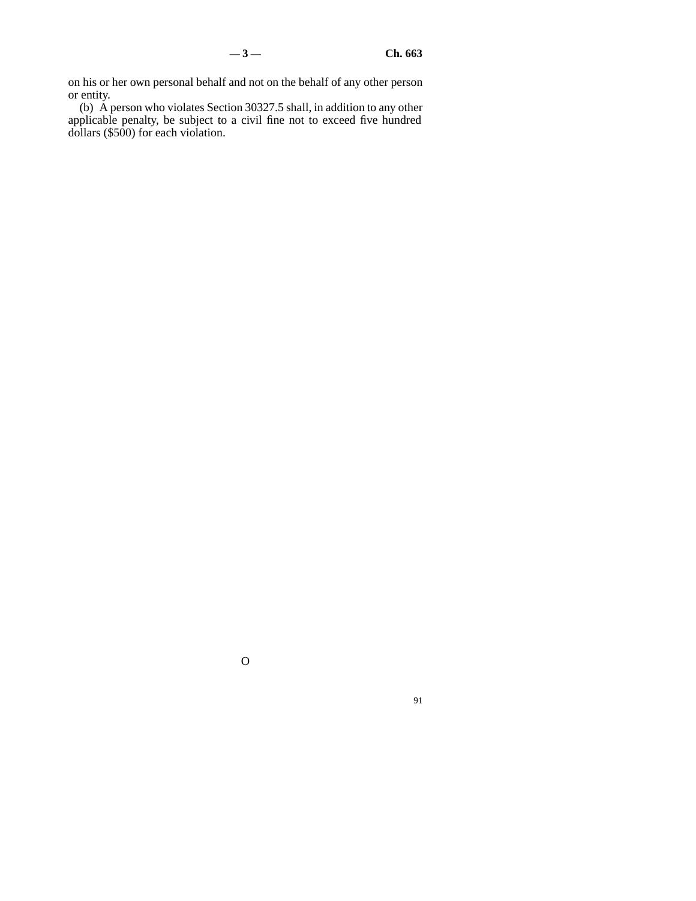on his or her own personal behalf and not on the behalf of any other person or entity.

(b) A person who violates Section 30327.5 shall, in addition to any other applicable penalty, be subject to a civil fine not to exceed five hundred dollars ($500) for each violation.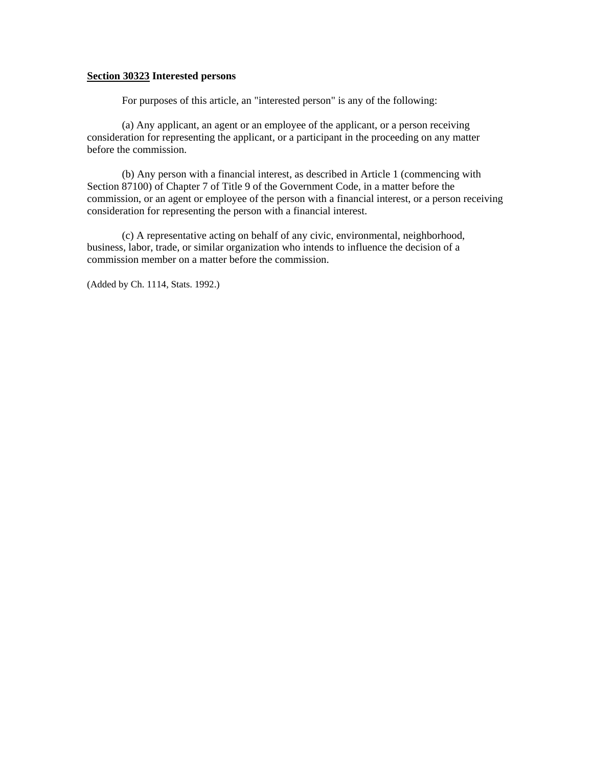**<u>Section 30323</u> Interested persons**

For purposes of this article, an "interested person" is any of the following:

(a) Any applicant, an agent or an employee of the applicant, or a person receiving consideration for representing the applicant, or a participant in the proceeding on any matter before the commission.

(b) Any person with a financial interest, as described in Article 1 (commencing with Section 87100) of Chapter 7 of Title 9 of the Government Code, in a matter before the commission, or an agent or employee of the person with a financial interest, or a person receiving consideration for representing the person with a financial interest.

(c) A representative acting on behalf of any civic, environmental, neighborhood, business, labor, trade, or similar organization who intends to influence the decision of a commission member on a matter before the commission.

(Added by Ch. 1114, Stats. 1992.)